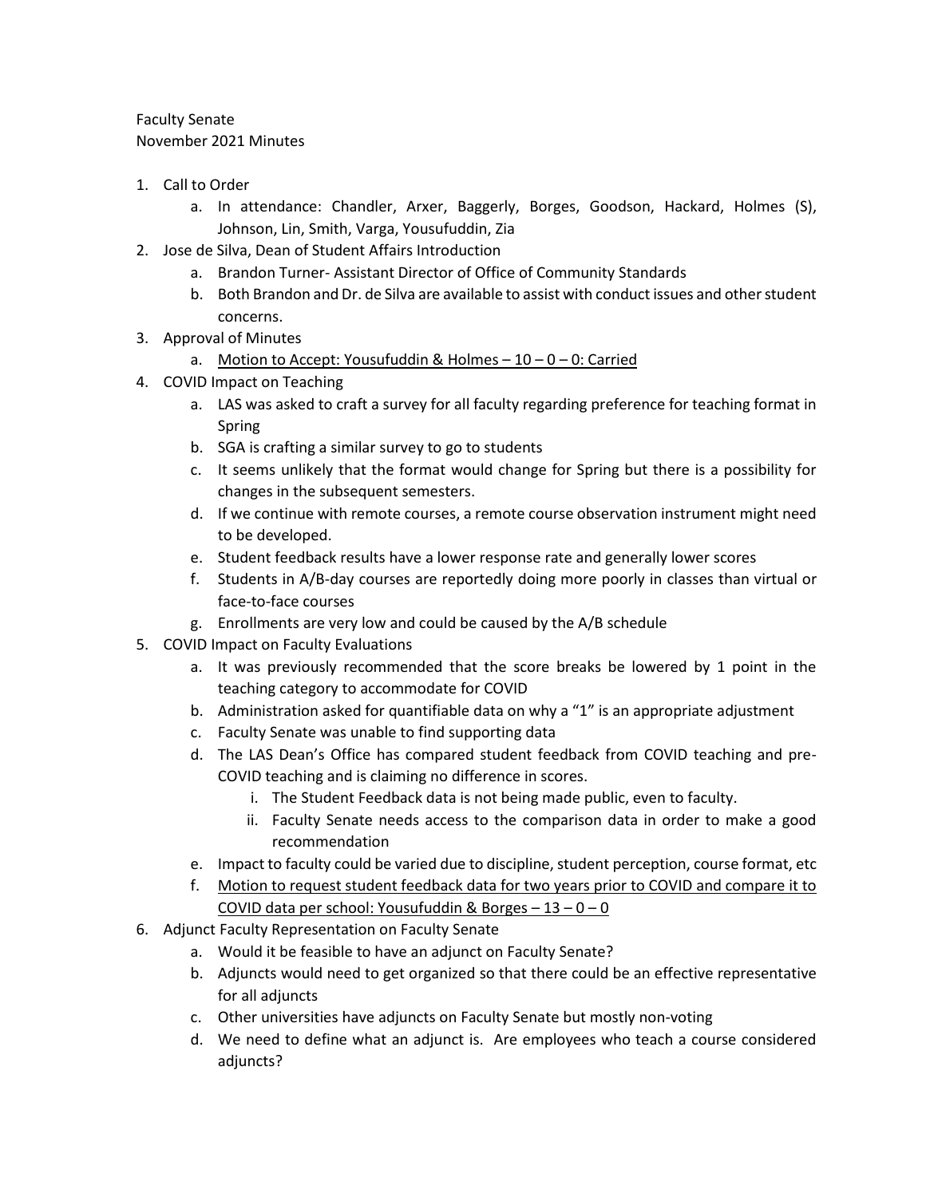Faculty Senate
November 2021 Minutes

1. Call to Order
    a. In attendance: Chandler, Arxer, Baggerly, Borges, Goodson, Hackard, Holmes (S), Johnson, Lin, Smith, Varga, Yousufuddin, Zia
2. Jose de Silva, Dean of Student Affairs Introduction
    a. Brandon Turner- Assistant Director of Office of Community Standards
    b. Both Brandon and Dr. de Silva are available to assist with conduct issues and other student concerns.
3. Approval of Minutes
    a. <u>Motion to Accept: Yousufuddin & Holmes – 10 – 0 – 0: Carried</u>
4. COVID Impact on Teaching
    a. LAS was asked to craft a survey for all faculty regarding preference for teaching format in Spring
    b. SGA is crafting a similar survey to go to students
    c. It seems unlikely that the format would change for Spring but there is a possibility for changes in the subsequent semesters.
    d. If we continue with remote courses, a remote course observation instrument might need to be developed.
    e. Student feedback results have a lower response rate and generally lower scores
    f. Students in A/B-day courses are reportedly doing more poorly in classes than virtual or face-to-face courses
    g. Enrollments are very low and could be caused by the A/B schedule
5. COVID Impact on Faculty Evaluations
    a. It was previously recommended that the score breaks be lowered by 1 point in the teaching category to accommodate for COVID
    b. Administration asked for quantifiable data on why a "1" is an appropriate adjustment
    c. Faculty Senate was unable to find supporting data
    d. The LAS Dean's Office has compared student feedback from COVID teaching and pre-COVID teaching and is claiming no difference in scores.
        i. The Student Feedback data is not being made public, even to faculty.
        ii. Faculty Senate needs access to the comparison data in order to make a good recommendation
    e. Impact to faculty could be varied due to discipline, student perception, course format, etc
    f. <u>Motion to request student feedback data for two years prior to COVID and compare it to COVID data per school: Yousufuddin & Borges – 13 – 0 – 0</u>
6. Adjunct Faculty Representation on Faculty Senate
    a. Would it be feasible to have an adjunct on Faculty Senate?
    b. Adjuncts would need to get organized so that there could be an effective representative for all adjuncts
    c. Other universities have adjuncts on Faculty Senate but mostly non-voting
    d. We need to define what an adjunct is. Are employees who teach a course considered adjuncts?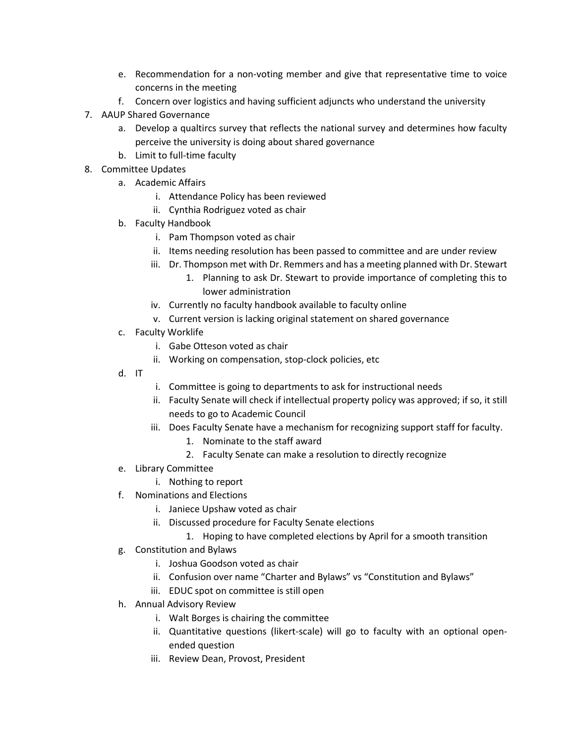e. Recommendation for a non-voting member and give that representative time to voice concerns in the meeting
   f. Concern over logistics and having sufficient adjuncts who understand the university
7. AAUP Shared Governance
   a. Develop a qualtircs survey that reflects the national survey and determines how faculty perceive the university is doing about shared governance
   b. Limit to full-time faculty
8. Committee Updates
   a. Academic Affairs
      i. Attendance Policy has been reviewed
      ii. Cynthia Rodriguez voted as chair
   b. Faculty Handbook
      i. Pam Thompson voted as chair
      ii. Items needing resolution has been passed to committee and are under review
      iii. Dr. Thompson met with Dr. Remmers and has a meeting planned with Dr. Stewart
         1. Planning to ask Dr. Stewart to provide importance of completing this to lower administration
      iv. Currently no faculty handbook available to faculty online
      v. Current version is lacking original statement on shared governance
   c. Faculty Worklife
      i. Gabe Otteson voted as chair
      ii. Working on compensation, stop-clock policies, etc
   d. IT
      i. Committee is going to departments to ask for instructional needs
      ii. Faculty Senate will check if intellectual property policy was approved; if so, it still needs to go to Academic Council
      iii. Does Faculty Senate have a mechanism for recognizing support staff for faculty.
         1. Nominate to the staff award
         2. Faculty Senate can make a resolution to directly recognize
   e. Library Committee
      i. Nothing to report
   f. Nominations and Elections
      i. Janiece Upshaw voted as chair
      ii. Discussed procedure for Faculty Senate elections
         1. Hoping to have completed elections by April for a smooth transition
   g. Constitution and Bylaws
      i. Joshua Goodson voted as chair
      ii. Confusion over name "Charter and Bylaws" vs "Constitution and Bylaws"
      iii. EDUC spot on committee is still open
   h. Annual Advisory Review
      i. Walt Borges is chairing the committee
      ii. Quantitative questions (likert-scale) will go to faculty with an optional open-ended question
      iii. Review Dean, Provost, President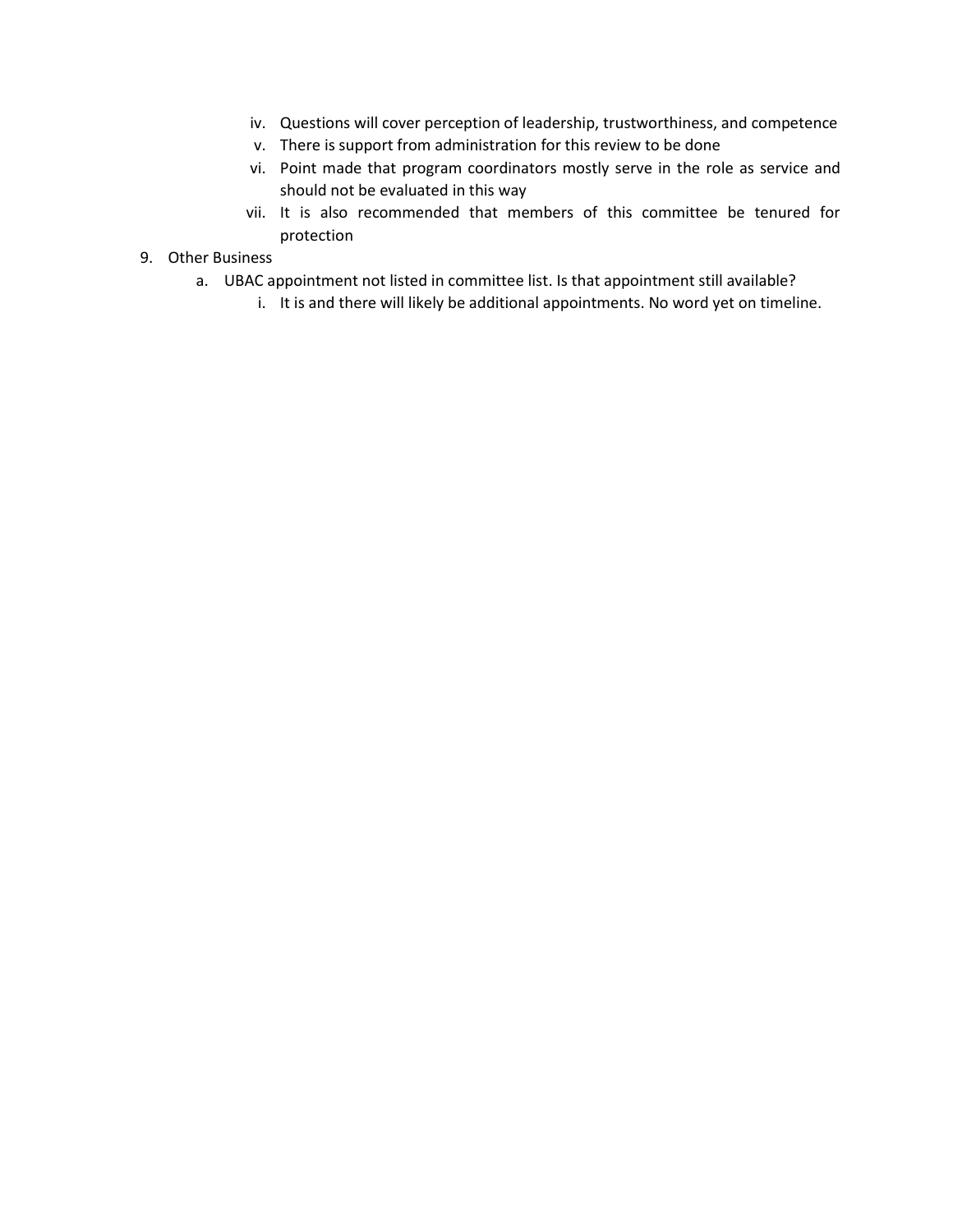- iv. Questions will cover perception of leadership, trustworthiness, and competence
- v. There is support from administration for this review to be done
- vi. Point made that program coordinators mostly serve in the role as service and should not be evaluated in this way
- vii. It is also recommended that members of this committee be tenured for protection

9. Other Business
   - a. UBAC appointment not listed in committee list. Is that appointment still available?
     - i. It is and there will likely be additional appointments. No word yet on timeline.